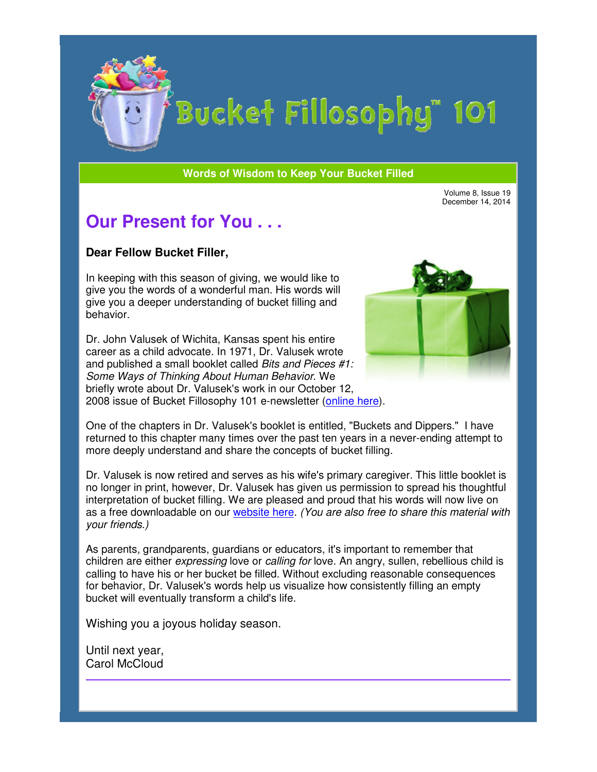# Bucket Fillosophy™ 101

**Words of Wisdom to Keep Your Bucket Filled**

Volume 8, Issue 19
December 14, 2014

## Our Present for You . . .

**Dear Fellow Bucket Filler,**

In keeping with this season of giving, we would like to give you the words of a wonderful man. His words will give you a deeper understanding of bucket filling and behavior.

Dr. John Valusek of Wichita, Kansas spent his entire career as a child advocate. In 1971, Dr. Valusek wrote and published a small booklet called *Bits and Pieces #1: Some Ways of Thinking About Human Behavior*. We briefly wrote about Dr. Valusek's work in our October 12, 2008 issue of Bucket Fillosophy 101 e-newsletter (online here).

One of the chapters in Dr. Valusek's booklet is entitled, "Buckets and Dippers." I have returned to this chapter many times over the past ten years in a never-ending attempt to more deeply understand and share the concepts of bucket filling.

Dr. Valusek is now retired and serves as his wife's primary caregiver. This little booklet is no longer in print, however, Dr. Valusek has given us permission to spread his thoughtful interpretation of bucket filling. We are pleased and proud that his words will now live on as a free downloadable on our website here. *(You are also free to share this material with your friends.)*

As parents, grandparents, guardians or educators, it's important to remember that children are either *expressing* love or *calling for* love. An angry, sullen, rebellious child is calling to have his or her bucket be filled. Without excluding reasonable consequences for behavior, Dr. Valusek's words help us visualize how consistently filling an empty bucket will eventually transform a child's life.

Wishing you a joyous holiday season.

Until next year,
Carol McCloud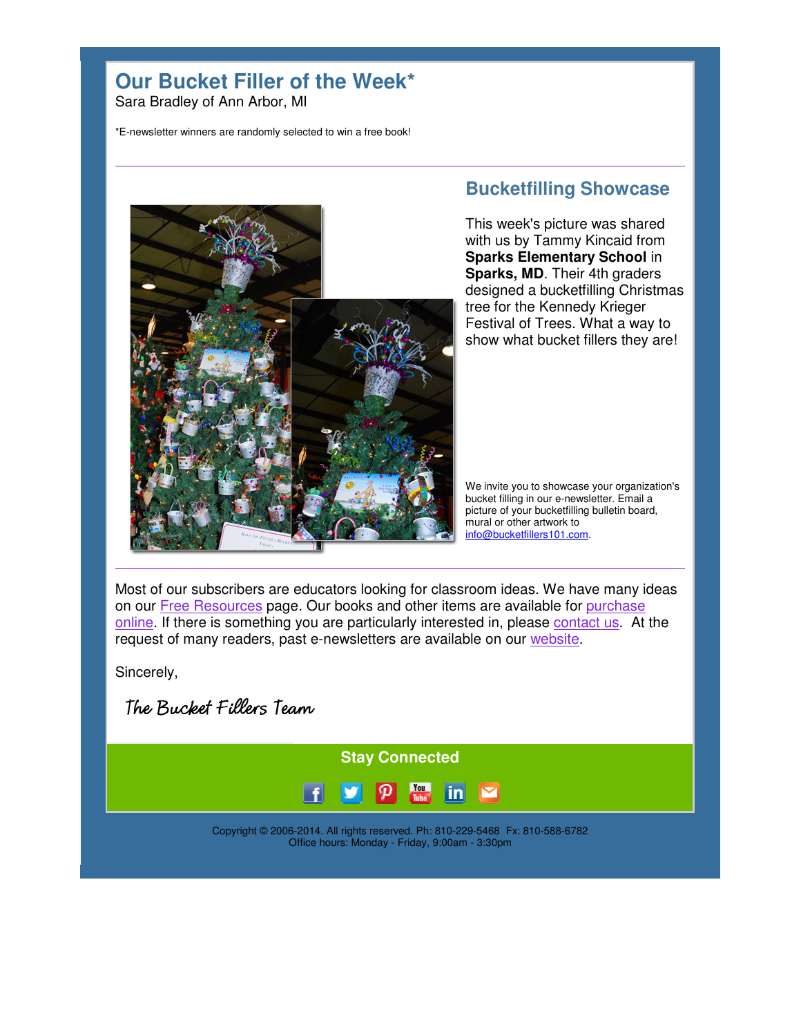## Our Bucket Filler of the Week*

Sara Bradley of Ann Arbor, MI

*E-newsletter winners are randomly selected to win a free book!

---

## Bucketfilling Showcase

This week's picture was shared with us by Tammy Kincaid from **Sparks Elementary School** in **Sparks, MD**. Their 4th graders designed a bucketfilling Christmas tree for the Kennedy Krieger Festival of Trees. What a way to show what bucket fillers they are!

We invite you to showcase your organization's bucket filling in our e-newsletter. Email a picture of your bucketfilling bulletin board, mural or other artwork to info@bucketfillers101.com.

---

Most of our subscribers are educators looking for classroom ideas. We have many ideas on our Free Resources page. Our books and other items are available for purchase online. If there is something you are particularly interested in, please contact us. At the request of many readers, past e-newsletters are available on our website.

Sincerely,

*The Bucket Fillers Team*

**Stay Connected**

Copyright © 2006-2014. All rights reserved. Ph: 810-229-5468 Fx: 810-588-6782
Office hours: Monday - Friday, 9:00am - 3:30pm